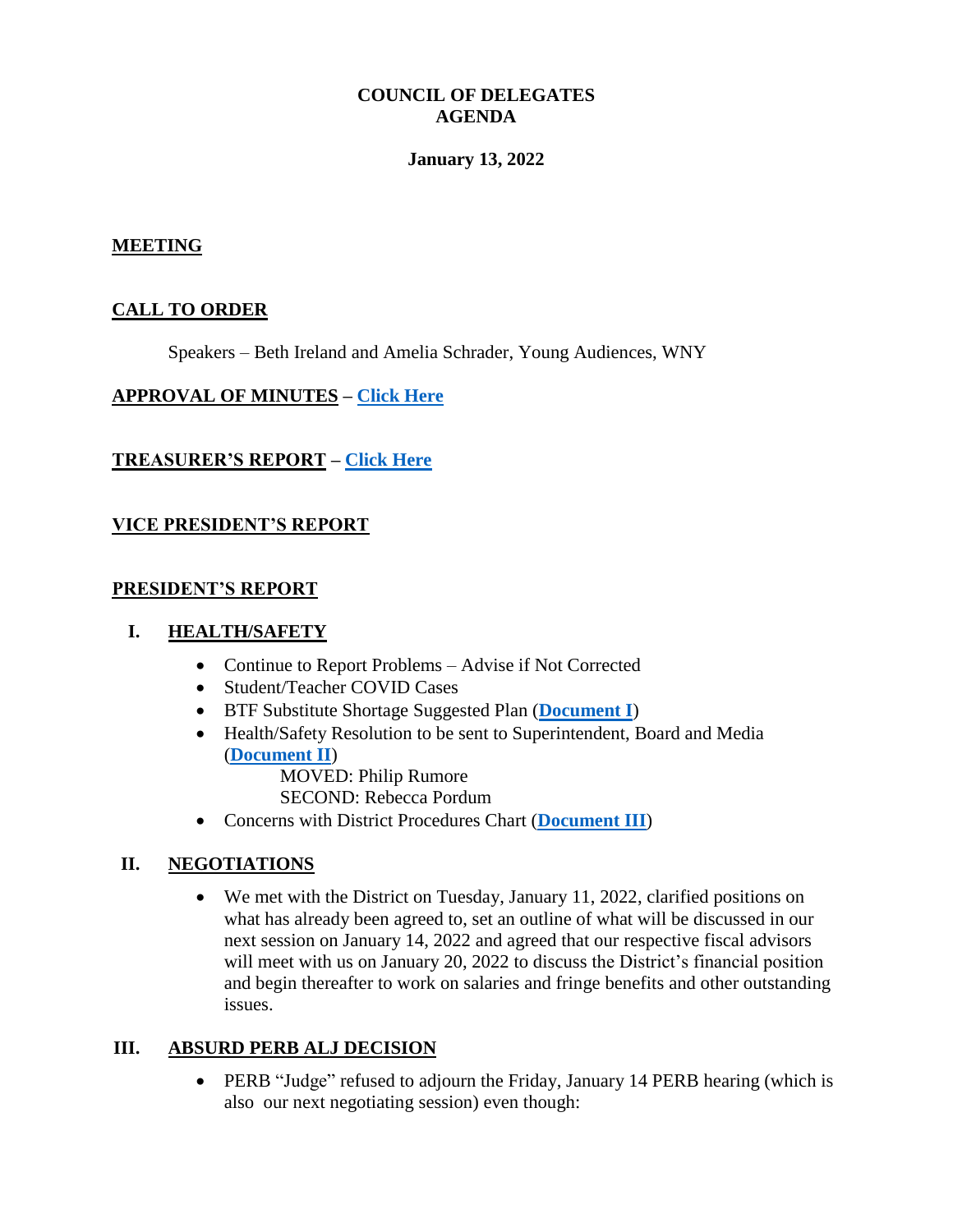# COUNCIL OF DELEGATES
# AGENDA

**January 13, 2022**

## MEETING

## CALL TO ORDER

Speakers – Beth Ireland and Amelia Schrader, Young Audiences, WNY

## APPROVAL OF MINUTES – Click Here

## TREASURER'S REPORT – Click Here

## VICE PRESIDENT'S REPORT

## PRESIDENT'S REPORT

### I. HEALTH/SAFETY

- Continue to Report Problems – Advise if Not Corrected
- Student/Teacher COVID Cases
- BTF Substitute Shortage Suggested Plan (**Document I**)
- Health/Safety Resolution to be sent to Superintendent, Board and Media (**Document II**)

  MOVED: Philip Rumore
  SECOND: Rebecca Pordum
- Concerns with District Procedures Chart (**Document III**)

### II. NEGOTIATIONS

- We met with the District on Tuesday, January 11, 2022, clarified positions on what has already been agreed to, set an outline of what will be discussed in our next session on January 14, 2022 and agreed that our respective fiscal advisors will meet with us on January 20, 2022 to discuss the District's financial position and begin thereafter to work on salaries and fringe benefits and other outstanding issues.

### III. ABSURD PERB ALJ DECISION

- PERB "Judge" refused to adjourn the Friday, January 14 PERB hearing (which is also our next negotiating session) even though: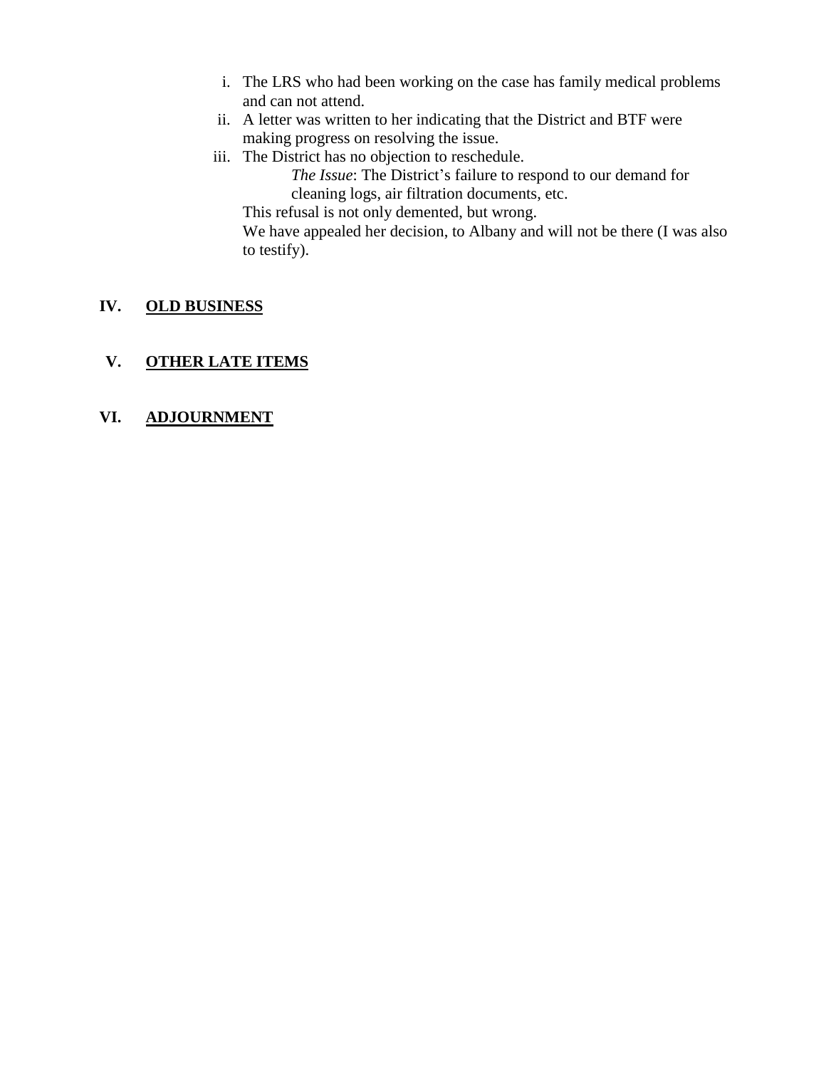i. The LRS who had been working on the case has family medical problems and can not attend.
ii. A letter was written to her indicating that the District and BTF were making progress on resolving the issue.
iii. The District has no objection to reschedule.

   *The Issue*: The District's failure to respond to our demand for cleaning logs, air filtration documents, etc.

   This refusal is not only demented, but wrong.

   We have appealed her decision, to Albany and will not be there (I was also to testify).

## IV. **OLD BUSINESS**

## V. **OTHER LATE ITEMS**

## VI. **ADJOURNMENT**